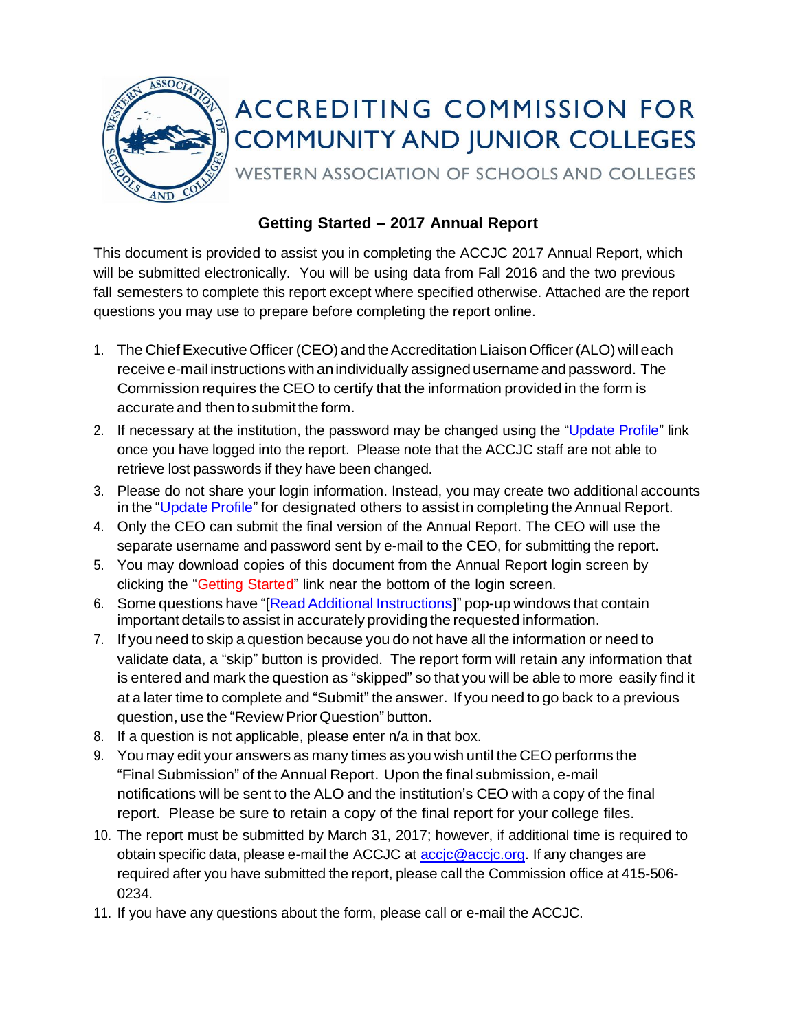# ACCREDITING COMMISSION FOR COMMUNITY AND JUNIOR COLLEGES

WESTERN ASSOCIATION OF SCHOOLS AND COLLEGES

## Getting Started – 2017 Annual Report

This document is provided to assist you in completing the ACCJC 2017 Annual Report, which will be submitted electronically. You will be using data from Fall 2016 and the two previous fall semesters to complete this report except where specified otherwise. Attached are the report questions you may use to prepare before completing the report online.

1. The Chief Executive Officer (CEO) and the Accreditation Liaison Officer (ALO) will each receive e-mail instructions with an individually assigned username and password. The Commission requires the CEO to certify that the information provided in the form is accurate and then to submit the form.
2. If necessary at the institution, the password may be changed using the "Update Profile" link once you have logged into the report. Please note that the ACCJC staff are not able to retrieve lost passwords if they have been changed.
3. Please do not share your login information. Instead, you may create two additional accounts in the "Update Profile" for designated others to assist in completing the Annual Report.
4. Only the CEO can submit the final version of the Annual Report. The CEO will use the separate username and password sent by e-mail to the CEO, for submitting the report.
5. You may download copies of this document from the Annual Report login screen by clicking the "Getting Started" link near the bottom of the login screen.
6. Some questions have "[Read Additional Instructions]" pop-up windows that contain important details to assist in accurately providing the requested information.
7. If you need to skip a question because you do not have all the information or need to validate data, a "skip" button is provided. The report form will retain any information that is entered and mark the question as "skipped" so that you will be able to more easily find it at a later time to complete and "Submit" the answer. If you need to go back to a previous question, use the "Review Prior Question" button.
8. If a question is not applicable, please enter n/a in that box.
9. You may edit your answers as many times as you wish until the CEO performs the "Final Submission" of the Annual Report. Upon the final submission, e-mail notifications will be sent to the ALO and the institution's CEO with a copy of the final report. Please be sure to retain a copy of the final report for your college files.
10. The report must be submitted by March 31, 2017; however, if additional time is required to obtain specific data, please e-mail the ACCJC at accjc@accjc.org. If any changes are required after you have submitted the report, please call the Commission office at 415-506-0234.
11. If you have any questions about the form, please call or e-mail the ACCJC.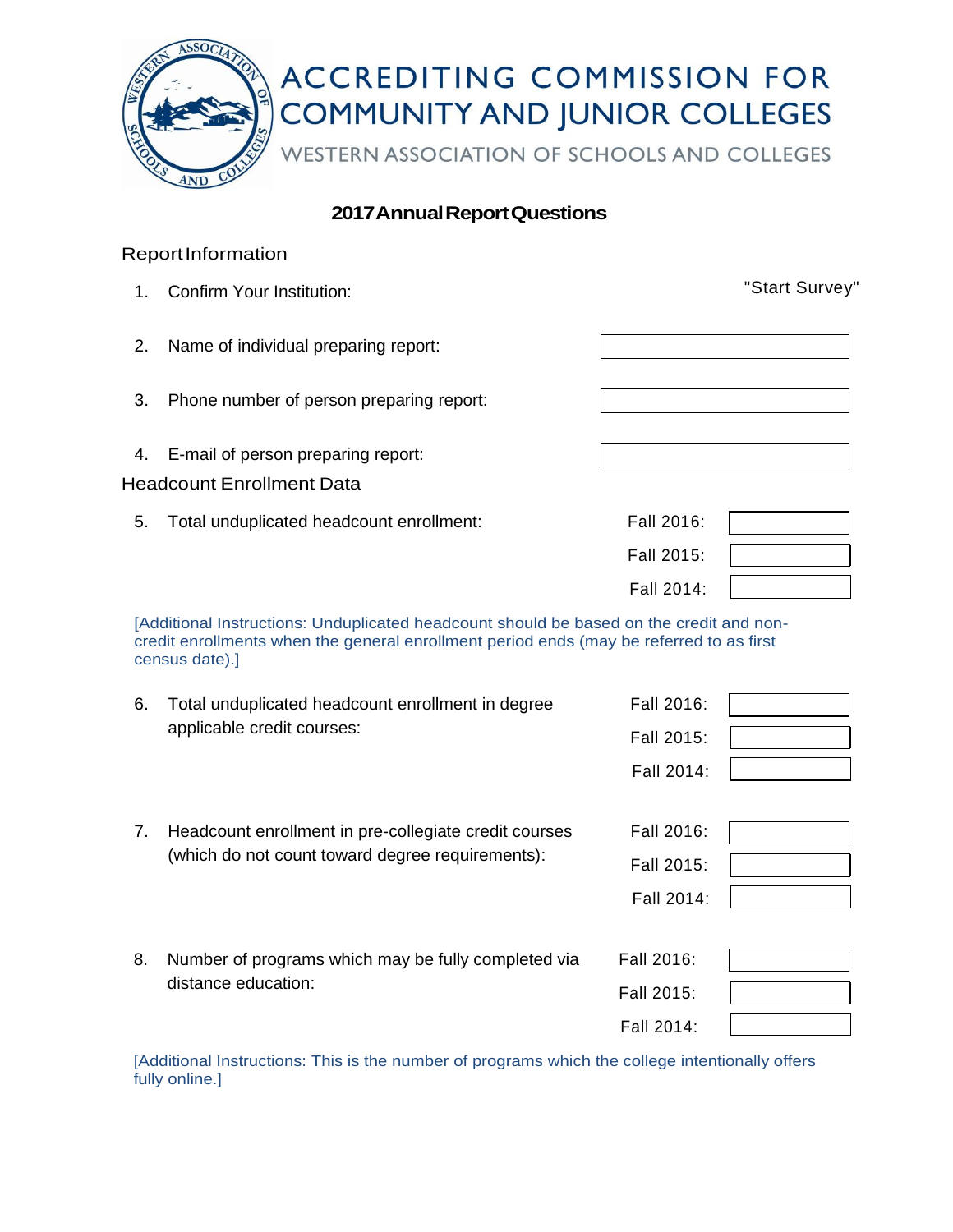# ACCREDITING COMMISSION FOR COMMUNITY AND JUNIOR COLLEGES

WESTERN ASSOCIATION OF SCHOOLS AND COLLEGES

## 2017 Annual Report Questions

### Report Information

1. Confirm Your Institution: "Start Survey"

2. Name of individual preparing report:

3. Phone number of person preparing report:

4. E-mail of person preparing report:

### Headcount Enrollment Data

5. Total unduplicated headcount enrollment:
   - Fall 2016:
   - Fall 2015:
   - Fall 2014:

[Additional Instructions: Unduplicated headcount should be based on the credit and non-credit enrollments when the general enrollment period ends (may be referred to as first census date).]

6. Total unduplicated headcount enrollment in degree applicable credit courses:
   - Fall 2016:
   - Fall 2015:
   - Fall 2014:

7. Headcount enrollment in pre-collegiate credit courses (which do not count toward degree requirements):
   - Fall 2016:
   - Fall 2015:
   - Fall 2014:

8. Number of programs which may be fully completed via distance education:
   - Fall 2016:
   - Fall 2015:
   - Fall 2014:

[Additional Instructions: This is the number of programs which the college intentionally offers fully online.]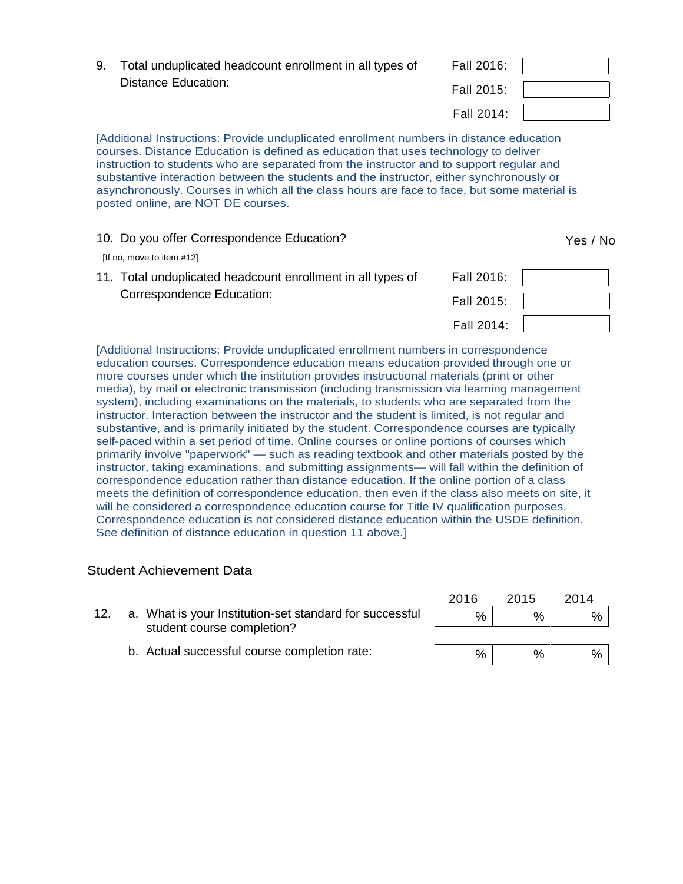9. Total unduplicated headcount enrollment in all types of Distance Education:

| | |
|---|---|
| Fall 2016: | |
| Fall 2015: | |
| Fall 2014: | |

[Additional Instructions: Provide unduplicated enrollment numbers in distance education courses. Distance Education is defined as education that uses technology to deliver instruction to students who are separated from the instructor and to support regular and substantive interaction between the students and the instructor, either synchronously or asynchronously. Courses in which all the class hours are face to face, but some material is posted online, are NOT DE courses.

10. Do you offer Correspondence Education? Yes / No

[If no, move to item #12]

11. Total unduplicated headcount enrollment in all types of Correspondence Education:

| | |
|---|---|
| Fall 2016: | |
| Fall 2015: | |
| Fall 2014: | |

[Additional Instructions: Provide unduplicated enrollment numbers in correspondence education courses. Correspondence education means education provided through one or more courses under which the institution provides instructional materials (print or other media), by mail or electronic transmission (including transmission via learning management system), including examinations on the materials, to students who are separated from the instructor. Interaction between the instructor and the student is limited, is not regular and substantive, and is primarily initiated by the student. Correspondence courses are typically self-paced within a set period of time. Online courses or online portions of courses which primarily involve "paperwork" — such as reading textbook and other materials posted by the instructor, taking examinations, and submitting assignments— will fall within the definition of correspondence education rather than distance education. If the online portion of a class meets the definition of correspondence education, then even if the class also meets on site, it will be considered a correspondence education course for Title IV qualification purposes. Correspondence education is not considered distance education within the USDE definition. See definition of distance education in question 11 above.]

## Student Achievement Data

| | 2016 | 2015 | 2014 |
|---|---|---|---|
| 12. a. What is your Institution-set standard for successful student course completion? | % | % | % |
| b. Actual successful course completion rate: | % | % | % |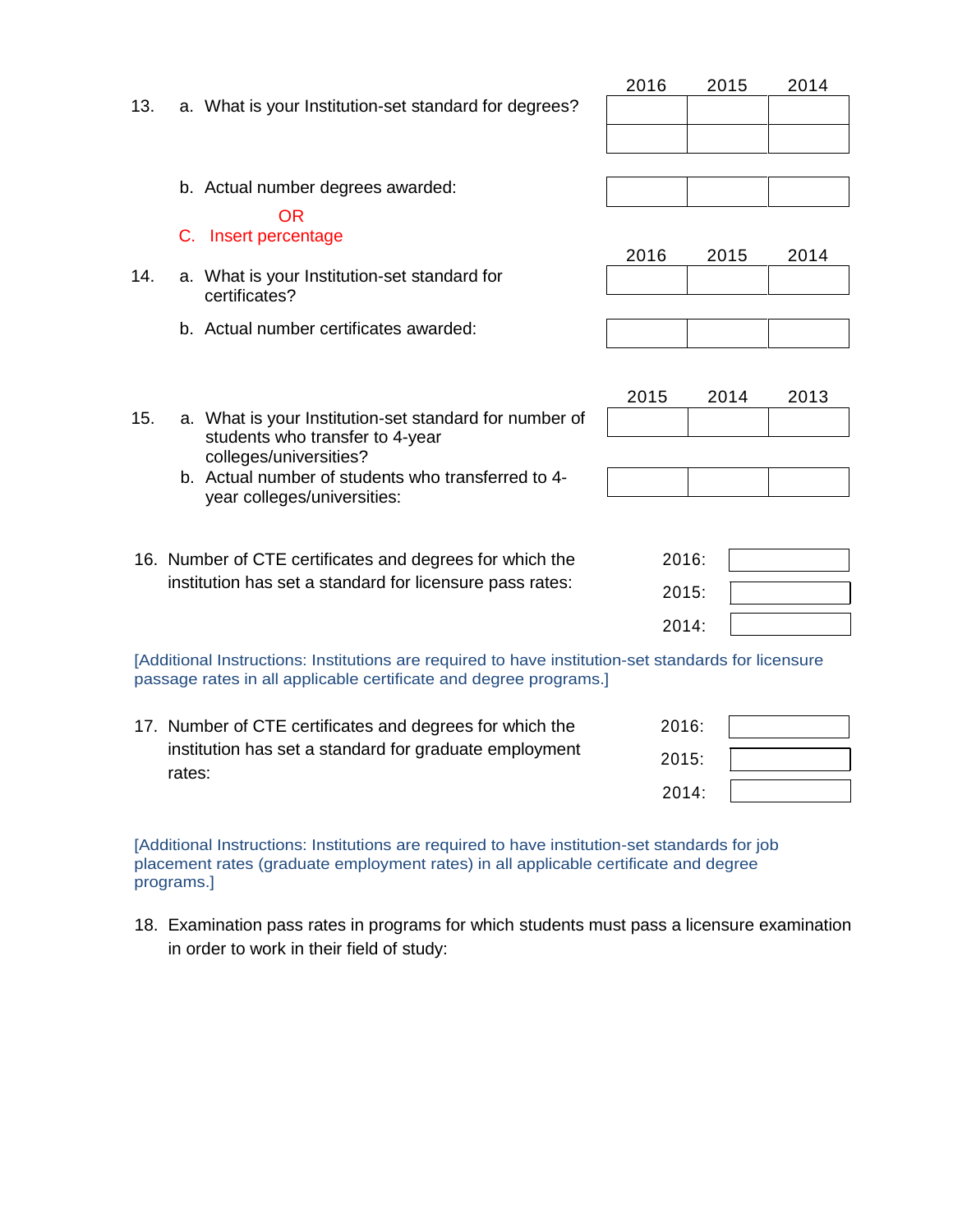13. a. What is your Institution-set standard for degrees?

| 2016 | 2015 | 2014 |
| --- | --- | --- |
| | | |
| | | |

b. Actual number degrees awarded:

| 2016 | 2015 | 2014 |
| --- | --- | --- |
| | | |

OR

C. Insert percentage

14. a. What is your Institution-set standard for certificates?

| 2016 | 2015 | 2014 |
| --- | --- | --- |
| | | |

b. Actual number certificates awarded:

| 2016 | 2015 | 2014 |
| --- | --- | --- |
| | | |

15. a. What is your Institution-set standard for number of students who transfer to 4-year colleges/universities?

| 2015 | 2014 | 2013 |
| --- | --- | --- |
| | | |

b. Actual number of students who transferred to 4-year colleges/universities:

| 2015 | 2014 | 2013 |
| --- | --- | --- |
| | | |

16. Number of CTE certificates and degrees for which the institution has set a standard for licensure pass rates:

2016:

2015:

2014:

[Additional Instructions: Institutions are required to have institution-set standards for licensure passage rates in all applicable certificate and degree programs.]

17. Number of CTE certificates and degrees for which the institution has set a standard for graduate employment rates:

2016:

2015:

2014:

[Additional Instructions: Institutions are required to have institution-set standards for job placement rates (graduate employment rates) in all applicable certificate and degree programs.]

18. Examination pass rates in programs for which students must pass a licensure examination in order to work in their field of study: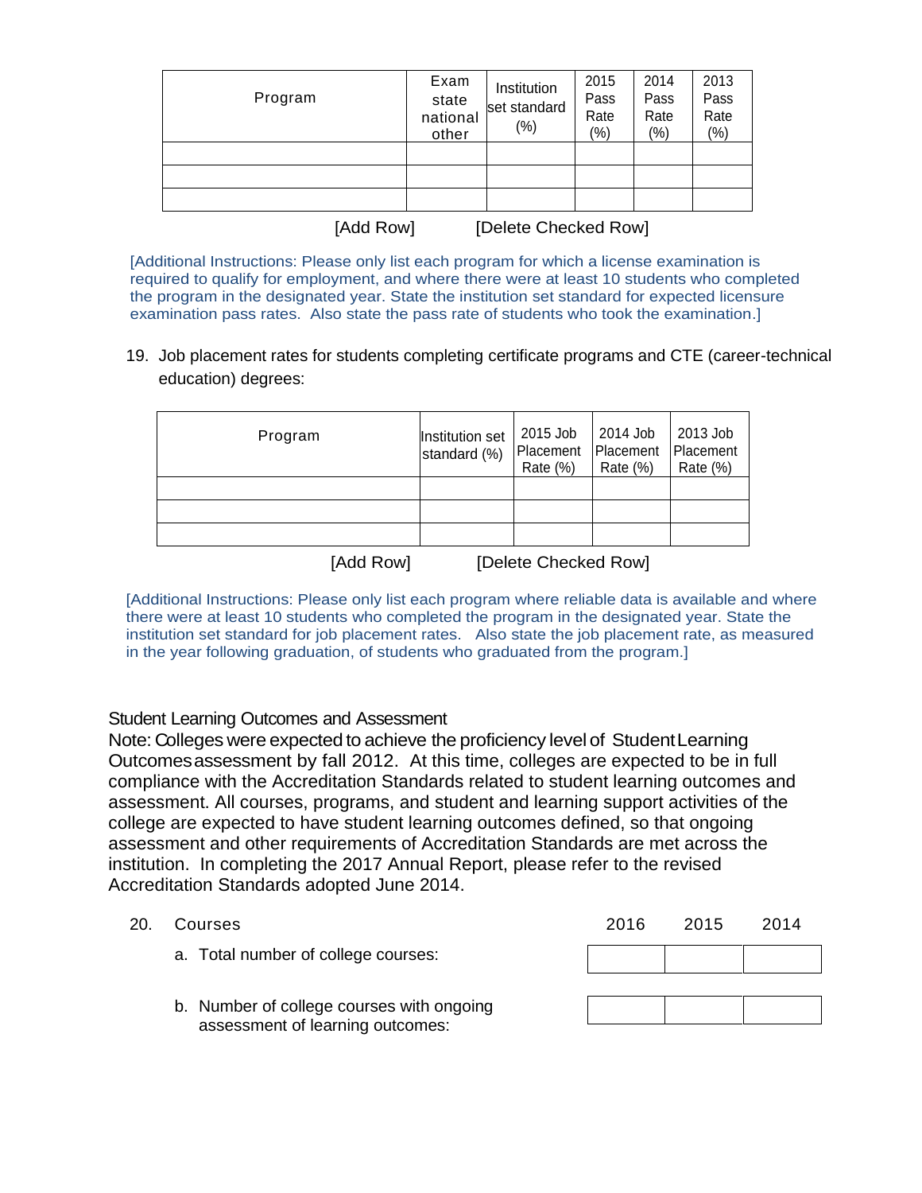| Program | Exam state national other | Institution set standard (%) | 2015 Pass Rate (%) | 2014 Pass Rate (%) | 2013 Pass Rate (%) |
|---|---|---|---|---|---|
| | | | | | |
| | | | | | |
| | | | | | |

[Add Row] [Delete Checked Row]

[Additional Instructions: Please only list each program for which a license examination is required to qualify for employment, and where there were at least 10 students who completed the program in the designated year. State the institution set standard for expected licensure examination pass rates. Also state the pass rate of students who took the examination.]

19. Job placement rates for students completing certificate programs and CTE (career-technical education) degrees:

| Program | Institution set standard (%) | 2015 Job Placement Rate (%) | 2014 Job Placement Rate (%) | 2013 Job Placement Rate (%) |
|---|---|---|---|---|
| | | | | |
| | | | | |
| | | | | |

[Add Row] [Delete Checked Row]

[Additional Instructions: Please only list each program where reliable data is available and where there were at least 10 students who completed the program in the designated year. State the institution set standard for job placement rates. Also state the job placement rate, as measured in the year following graduation, of students who graduated from the program.]

## Student Learning Outcomes and Assessment

Note: Colleges were expected to achieve the proficiency level of Student Learning Outcomes assessment by fall 2012. At this time, colleges are expected to be in full compliance with the Accreditation Standards related to student learning outcomes and assessment. All courses, programs, and student and learning support activities of the college are expected to have student learning outcomes defined, so that ongoing assessment and other requirements of Accreditation Standards are met across the institution. In completing the 2017 Annual Report, please refer to the revised Accreditation Standards adopted June 2014.

20. Courses

| | 2016 | 2015 | 2014 |
|---|---|---|---|
| a. Total number of college courses: | | | |
| b. Number of college courses with ongoing assessment of learning outcomes: | | | |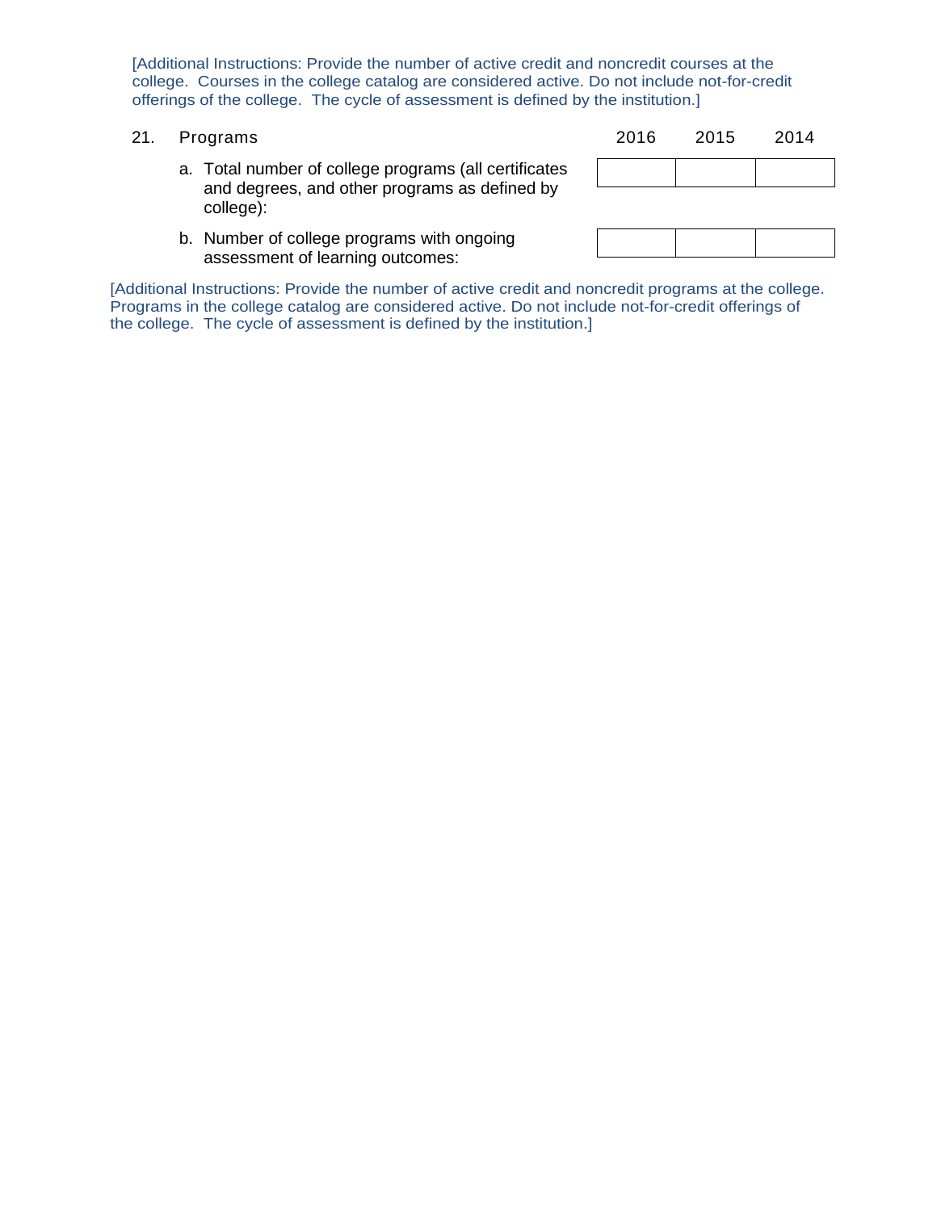[Additional Instructions: Provide the number of active credit and noncredit courses at the college. Courses in the college catalog are considered active. Do not include not-for-credit offerings of the college. The cycle of assessment is defined by the institution.]

21. Programs

| | 2016 | 2015 | 2014 |
|---|---|---|---|
| a. Total number of college programs (all certificates and degrees, and other programs as defined by college): | | | |
| b. Number of college programs with ongoing assessment of learning outcomes: | | | |

[Additional Instructions: Provide the number of active credit and noncredit programs at the college. Programs in the college catalog are considered active. Do not include not-for-credit offerings of the college. The cycle of assessment is defined by the institution.]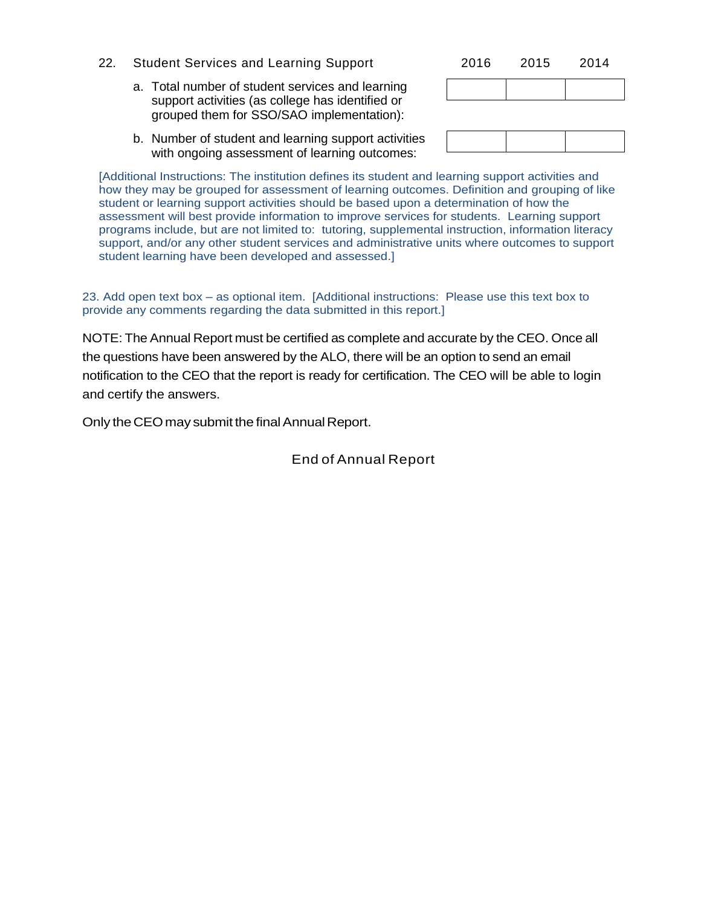22. Student Services and Learning Support

| | 2016 | 2015 | 2014 |
|---|---|---|---|
| a. Total number of student services and learning support activities (as college has identified or grouped them for SSO/SAO implementation): | | | |
| b. Number of student and learning support activities with ongoing assessment of learning outcomes: | | | |

[Additional Instructions: The institution defines its student and learning support activities and how they may be grouped for assessment of learning outcomes. Definition and grouping of like student or learning support activities should be based upon a determination of how the assessment will best provide information to improve services for students. Learning support programs include, but are not limited to: tutoring, supplemental instruction, information literacy support, and/or any other student services and administrative units where outcomes to support student learning have been developed and assessed.]

23. Add open text box – as optional item. [Additional instructions: Please use this text box to provide any comments regarding the data submitted in this report.]

NOTE: The Annual Report must be certified as complete and accurate by the CEO. Once all the questions have been answered by the ALO, there will be an option to send an email notification to the CEO that the report is ready for certification. The CEO will be able to login and certify the answers.

Only the CEO may submit the final Annual Report.

End of Annual Report